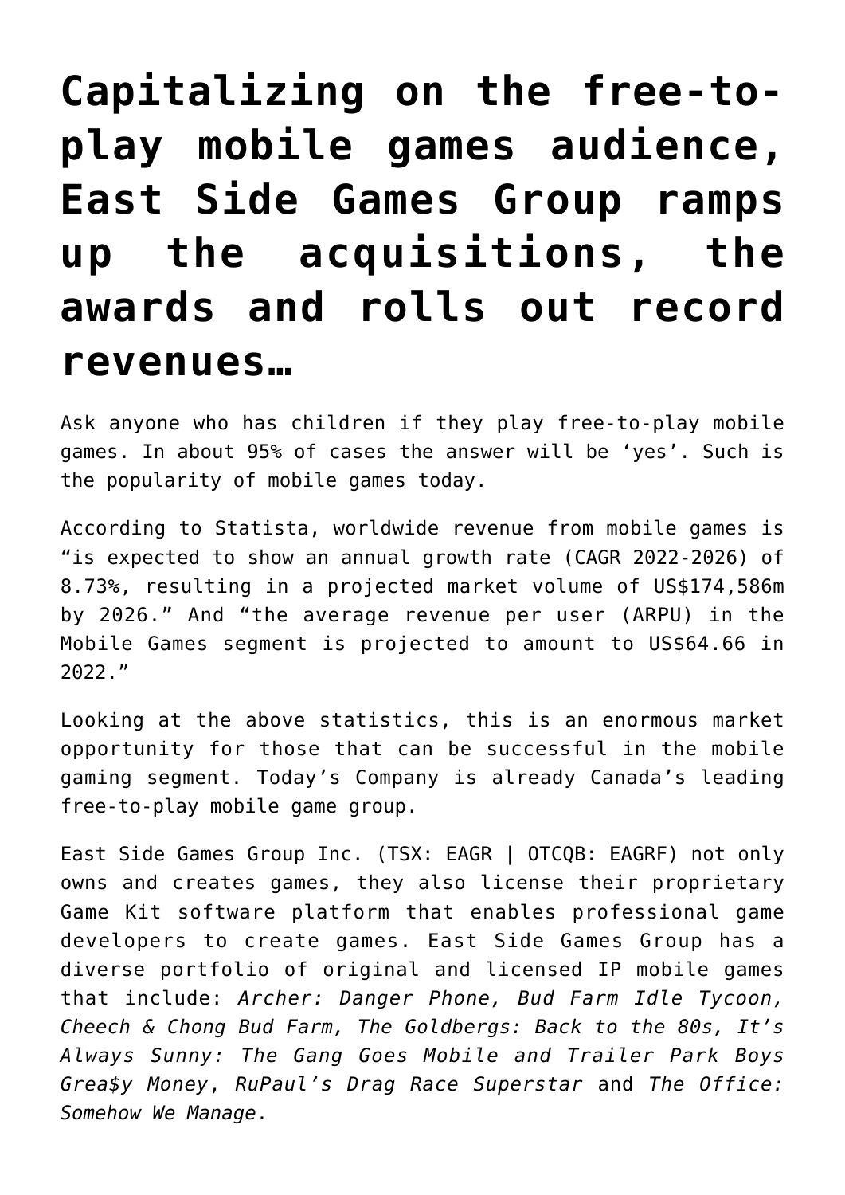# Capitalizing on the free-to-play mobile games audience, East Side Games Group ramps up the acquisitions, the awards and rolls out record revenues…

Ask anyone who has children if they play free-to-play mobile games. In about 95% of cases the answer will be 'yes'. Such is the popularity of mobile games today.

According to Statista, worldwide revenue from mobile games is "is expected to show an annual growth rate (CAGR 2022-2026) of 8.73%, resulting in a projected market volume of US$174,586m by 2026." And "the average revenue per user (ARPU) in the Mobile Games segment is projected to amount to US$64.66 in 2022."

Looking at the above statistics, this is an enormous market opportunity for those that can be successful in the mobile gaming segment. Today's Company is already Canada's leading free-to-play mobile game group.

East Side Games Group Inc. (TSX: EAGR | OTCQB: EAGRF) not only owns and creates games, they also license their proprietary Game Kit software platform that enables professional game developers to create games. East Side Games Group has a diverse portfolio of original and licensed IP mobile games that include: *Archer: Danger Phone, Bud Farm Idle Tycoon, Cheech & Chong Bud Farm, The Goldbergs: Back to the 80s, It's Always Sunny: The Gang Goes Mobile and Trailer Park Boys Grea$y Money*, *RuPaul's Drag Race Superstar* and *The Office: Somehow We Manage*.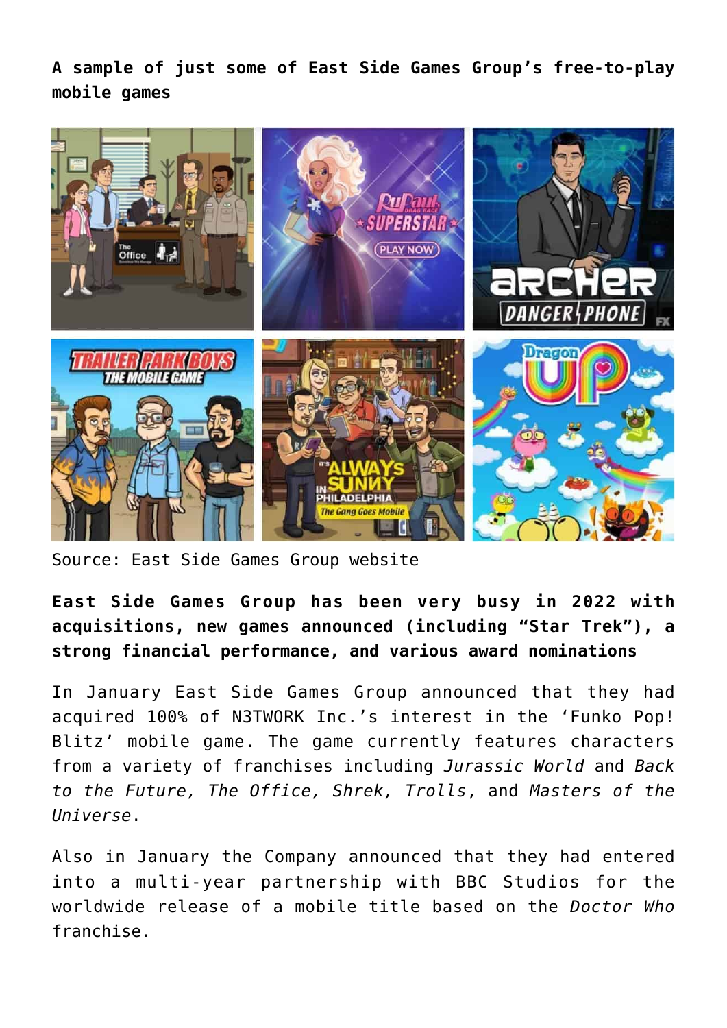**A sample of just some of East Side Games Group's free-to-play mobile games**

Source: East Side Games Group website

**East Side Games Group has been very busy in 2022 with acquisitions, new games announced (including "Star Trek"), a strong financial performance, and various award nominations**

In January East Side Games Group announced that they had acquired 100% of N3TWORK Inc.'s interest in the 'Funko Pop! Blitz' mobile game. The game currently features characters from a variety of franchises including *Jurassic World* and *Back to the Future*, *The Office*, *Shrek*, *Trolls*, and *Masters of the Universe*.

Also in January the Company announced that they had entered into a multi-year partnership with BBC Studios for the worldwide release of a mobile title based on the *Doctor Who* franchise.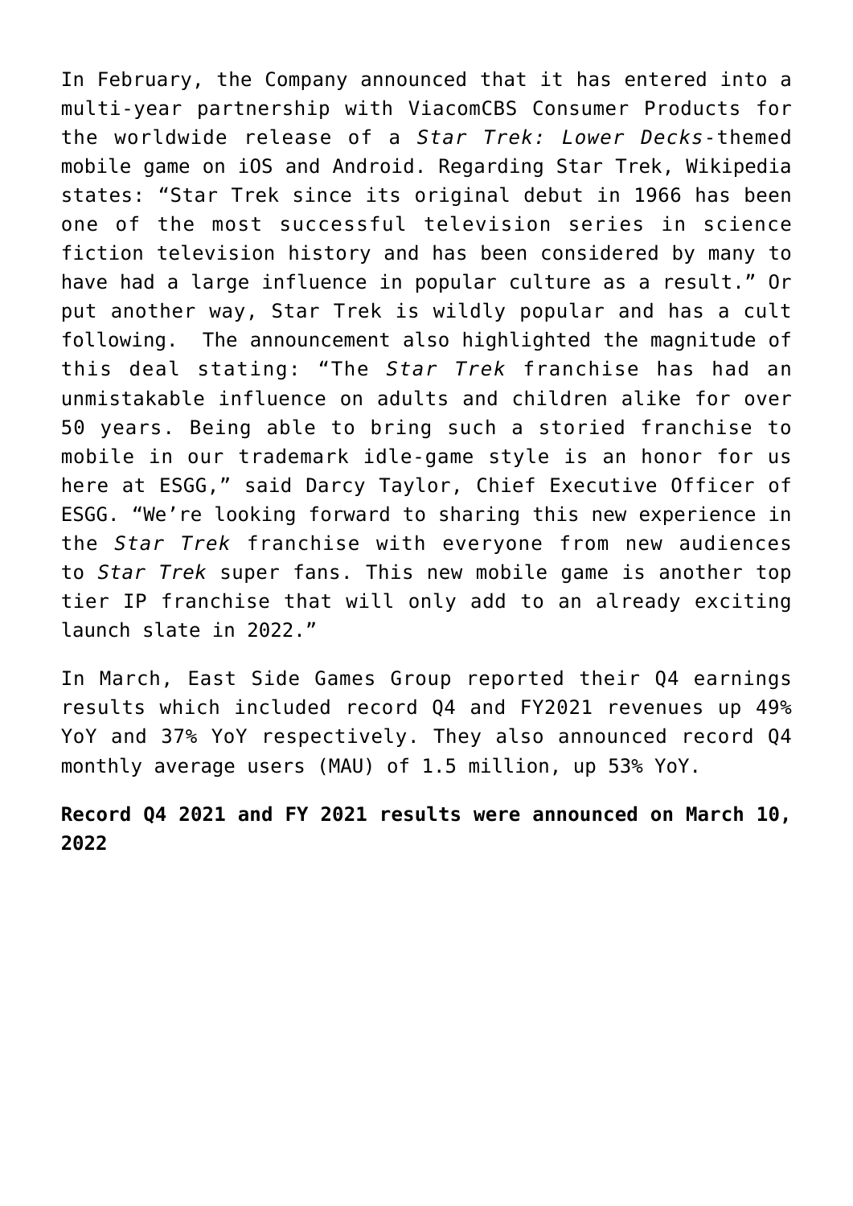In February, the Company announced that it has entered into a multi-year partnership with ViacomCBS Consumer Products for the worldwide release of a *Star Trek: Lower Decks*-themed mobile game on iOS and Android. Regarding Star Trek, Wikipedia states: "Star Trek since its original debut in 1966 has been one of the most successful television series in science fiction television history and has been considered by many to have had a large influence in popular culture as a result." Or put another way, Star Trek is wildly popular and has a cult following.  The announcement also highlighted the magnitude of this deal stating: "The *Star Trek* franchise has had an unmistakable influence on adults and children alike for over 50 years. Being able to bring such a storied franchise to mobile in our trademark idle-game style is an honor for us here at ESGG," said Darcy Taylor, Chief Executive Officer of ESGG. "We're looking forward to sharing this new experience in the *Star Trek* franchise with everyone from new audiences to *Star Trek* super fans. This new mobile game is another top tier IP franchise that will only add to an already exciting launch slate in 2022."

In March, East Side Games Group reported their Q4 earnings results which included record Q4 and FY2021 revenues up 49% YoY and 37% YoY respectively. They also announced record Q4 monthly average users (MAU) of 1.5 million, up 53% YoY.

**Record Q4 2021 and FY 2021 results were announced on March 10, 2022**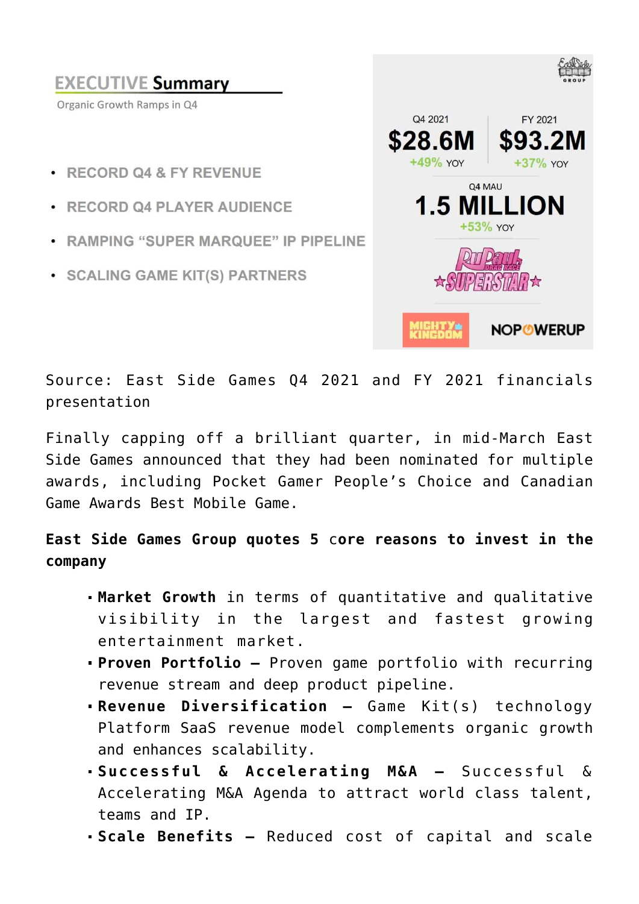## EXECUTIVE Summary

Organic Growth Ramps in Q4

- RECORD Q4 & FY REVENUE
- RECORD Q4 PLAYER AUDIENCE
- RAMPING "SUPER MARQUEE" IP PIPELINE
- SCALING GAME KIT(S) PARTNERS

| Q4 2021 | FY 2021 |
|---|---|
| $28.6M | $93.2M |
| +49% YOY | +37% YOY |

Q4 MAU

**1.5 MILLION**

+53% YOY

Source: East Side Games Q4 2021 and FY 2021 financials presentation

Finally capping off a brilliant quarter, in mid-March East Side Games announced that they had been nominated for multiple awards, including Pocket Gamer People's Choice and Canadian Game Awards Best Mobile Game.

**East Side Games Group quotes 5 core reasons to invest in the company**

- **Market Growth** in terms of quantitative and qualitative visibility in the largest and fastest growing entertainment market.
- **Proven Portfolio** – Proven game portfolio with recurring revenue stream and deep product pipeline.
- **Revenue Diversification** – Game Kit(s) technology Platform SaaS revenue model complements organic growth and enhances scalability.
- **Successful & Accelerating M&A** – Successful & Accelerating M&A Agenda to attract world class talent, teams and IP.
- **Scale Benefits** – Reduced cost of capital and scale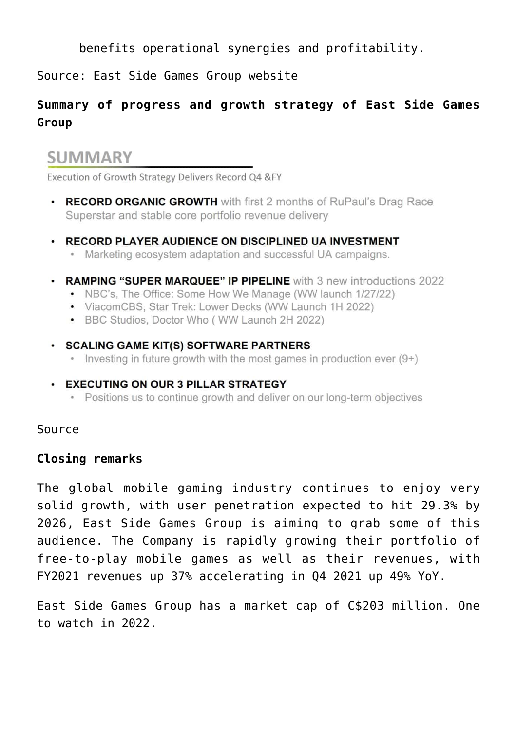benefits operational synergies and profitability.

Source: East Side Games Group website

**Summary of progress and growth strategy of East Side Games Group**

## SUMMARY

Execution of Growth Strategy Delivers Record Q4 &FY

- **RECORD ORGANIC GROWTH** with first 2 months of RuPaul's Drag Race Superstar and stable core portfolio revenue delivery
- **RECORD PLAYER AUDIENCE ON DISCIPLINED UA INVESTMENT**
  - Marketing ecosystem adaptation and successful UA campaigns.
- **RAMPING "SUPER MARQUEE" IP PIPELINE** with 3 new introductions 2022
  - NBC's, The Office: Some How We Manage (WW launch 1/27/22)
  - ViacomCBS, Star Trek: Lower Decks (WW Launch 1H 2022)
  - BBC Studios, Doctor Who ( WW Launch 2H 2022)
- **SCALING GAME KIT(S) SOFTWARE PARTNERS**
  - Investing in future growth with the most games in production ever (9+)
- **EXECUTING ON OUR 3 PILLAR STRATEGY**
  - Positions us to continue growth and deliver on our long-term objectives

Source

**Closing remarks**

The global mobile gaming industry continues to enjoy very solid growth, with user penetration expected to hit 29.3% by 2026, East Side Games Group is aiming to grab some of this audience. The Company is rapidly growing their portfolio of free-to-play mobile games as well as their revenues, with FY2021 revenues up 37% accelerating in Q4 2021 up 49% YoY.

East Side Games Group has a market cap of C$203 million. One to watch in 2022.